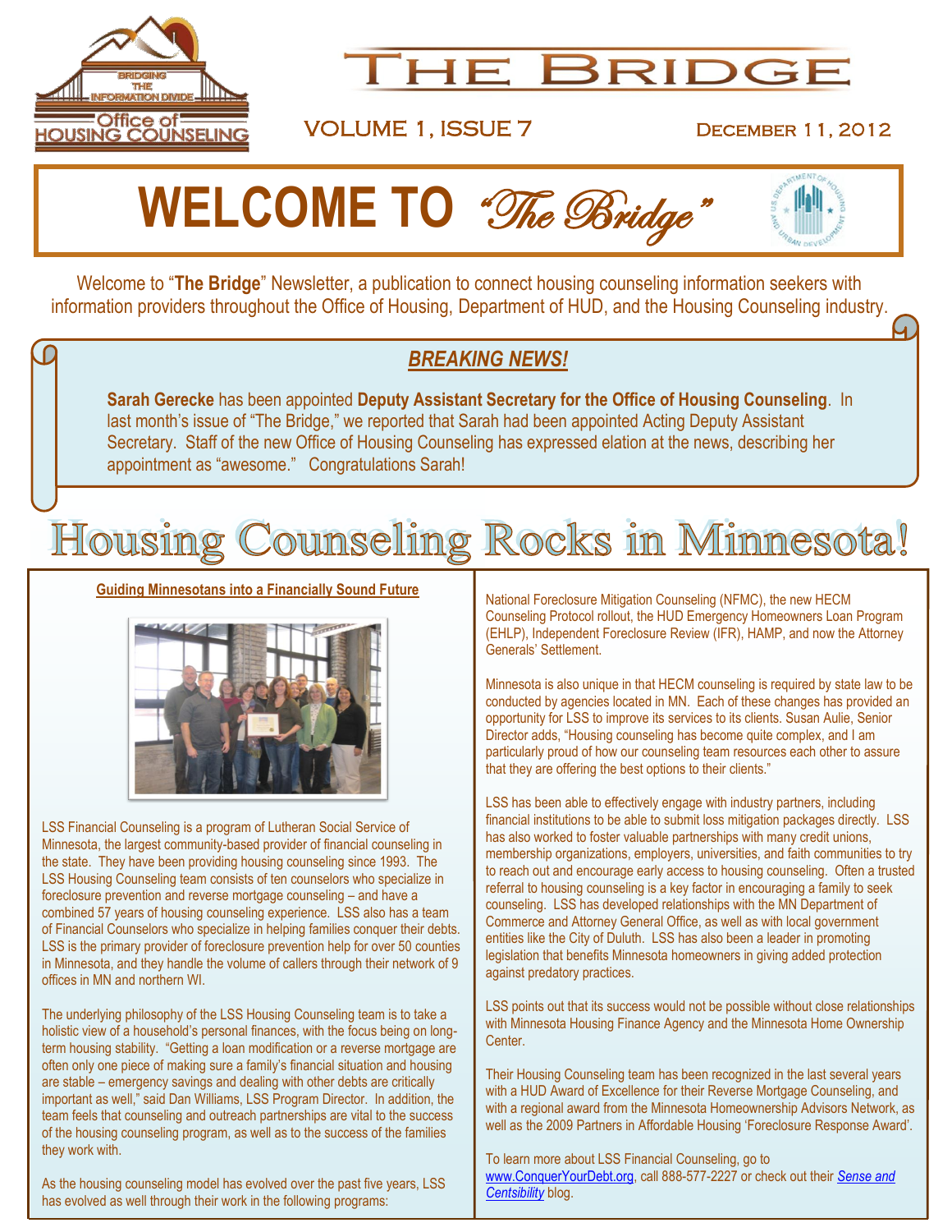# THE BRIDGE

VOLUME 1, ISSUE 7 — DECEMBER 11, 2012

# WELCOME TO *"The Bridge"*

Welcome to "**The Bridge**" Newsletter, a publication to connect housing counseling information seekers with information providers throughout the Office of Housing, Department of HUD, and the Housing Counseling industry.

## *BREAKING NEWS!*

**Sarah Gerecke** has been appointed **Deputy Assistant Secretary for the Office of Housing Counseling**. In last month's issue of "The Bridge," we reported that Sarah had been appointed Acting Deputy Assistant Secretary. Staff of the new Office of Housing Counseling has expressed elation at the news, describing her appointment as "awesome." Congratulations Sarah!

# Housing Counseling Rocks in Minnesota!

### Guiding Minnesotans into a Financially Sound Future

LSS Financial Counseling is a program of Lutheran Social Service of Minnesota, the largest community-based provider of financial counseling in the state. They have been providing housing counseling since 1993. The LSS Housing Counseling team consists of ten counselors who specialize in foreclosure prevention and reverse mortgage counseling – and have a combined 57 years of housing counseling experience. LSS also has a team of Financial Counselors who specialize in helping families conquer their debts. LSS is the primary provider of foreclosure prevention help for over 50 counties in Minnesota, and they handle the volume of callers through their network of 9 offices in MN and northern WI.

The underlying philosophy of the LSS Housing Counseling team is to take a holistic view of a household's personal finances, with the focus being on long-term housing stability. "Getting a loan modification or a reverse mortgage are often only one piece of making sure a family's financial situation and housing are stable – emergency savings and dealing with other debts are critically important as well," said Dan Williams, LSS Program Director. In addition, the team feels that counseling and outreach partnerships are vital to the success of the housing counseling program, as well as to the success of the families they work with.

As the housing counseling model has evolved over the past five years, LSS has evolved as well through their work in the following programs: National Foreclosure Mitigation Counseling (NFMC), the new HECM Counseling Protocol rollout, the HUD Emergency Homeowners Loan Program (EHLP), Independent Foreclosure Review (IFR), HAMP, and now the Attorney Generals' Settlement.

Minnesota is also unique in that HECM counseling is required by state law to be conducted by agencies located in MN. Each of these changes has provided an opportunity for LSS to improve its services to its clients. Susan Aulie, Senior Director adds, "Housing counseling has become quite complex, and I am particularly proud of how our counseling team resources each other to assure that they are offering the best options to their clients."

LSS has been able to effectively engage with industry partners, including financial institutions to be able to submit loss mitigation packages directly. LSS has also worked to foster valuable partnerships with many credit unions, membership organizations, employers, universities, and faith communities to try to reach out and encourage early access to housing counseling. Often a trusted referral to housing counseling is a key factor in encouraging a family to seek counseling. LSS has developed relationships with the MN Department of Commerce and Attorney General Office, as well as with local government entities like the City of Duluth. LSS has also been a leader in promoting legislation that benefits Minnesota homeowners in giving added protection against predatory practices.

LSS points out that its success would not be possible without close relationships with Minnesota Housing Finance Agency and the Minnesota Home Ownership Center.

Their Housing Counseling team has been recognized in the last several years with a HUD Award of Excellence for their Reverse Mortgage Counseling, and with a regional award from the Minnesota Homeownership Advisors Network, as well as the 2009 Partners in Affordable Housing 'Foreclosure Response Award'.

To learn more about LSS Financial Counseling, go to www.ConquerYourDebt.org, call 888-577-2227 or check out their *Sense and Centsibility* blog.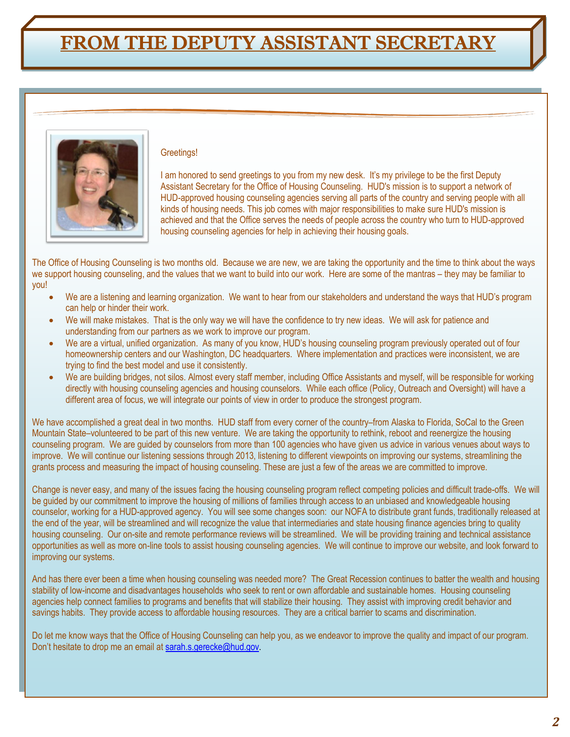# FROM THE DEPUTY ASSISTANT SECRETARY

Greetings!

I am honored to send greetings to you from my new desk. It's my privilege to be the first Deputy Assistant Secretary for the Office of Housing Counseling. HUD's mission is to support a network of HUD-approved housing counseling agencies serving all parts of the country and serving people with all kinds of housing needs. This job comes with major responsibilities to make sure HUD's mission is achieved and that the Office serves the needs of people across the country who turn to HUD-approved housing counseling agencies for help in achieving their housing goals.

The Office of Housing Counseling is two months old. Because we are new, we are taking the opportunity and the time to think about the ways we support housing counseling, and the values that we want to build into our work. Here are some of the mantras – they may be familiar to you!

- We are a listening and learning organization. We want to hear from our stakeholders and understand the ways that HUD's program can help or hinder their work.
- We will make mistakes. That is the only way we will have the confidence to try new ideas. We will ask for patience and understanding from our partners as we work to improve our program.
- We are a virtual, unified organization. As many of you know, HUD's housing counseling program previously operated out of four homeownership centers and our Washington, DC headquarters. Where implementation and practices were inconsistent, we are trying to find the best model and use it consistently.
- We are building bridges, not silos. Almost every staff member, including Office Assistants and myself, will be responsible for working directly with housing counseling agencies and housing counselors. While each office (Policy, Outreach and Oversight) will have a different area of focus, we will integrate our points of view in order to produce the strongest program.

We have accomplished a great deal in two months. HUD staff from every corner of the country–from Alaska to Florida, SoCal to the Green Mountain State–volunteered to be part of this new venture. We are taking the opportunity to rethink, reboot and reenergize the housing counseling program. We are guided by counselors from more than 100 agencies who have given us advice in various venues about ways to improve. We will continue our listening sessions through 2013, listening to different viewpoints on improving our systems, streamlining the grants process and measuring the impact of housing counseling. These are just a few of the areas we are committed to improve.

Change is never easy, and many of the issues facing the housing counseling program reflect competing policies and difficult trade-offs. We will be guided by our commitment to improve the housing of millions of families through access to an unbiased and knowledgeable housing counselor, working for a HUD-approved agency. You will see some changes soon: our NOFA to distribute grant funds, traditionally released at the end of the year, will be streamlined and will recognize the value that intermediaries and state housing finance agencies bring to quality housing counseling. Our on-site and remote performance reviews will be streamlined. We will be providing training and technical assistance opportunities as well as more on-line tools to assist housing counseling agencies. We will continue to improve our website, and look forward to improving our systems.

And has there ever been a time when housing counseling was needed more? The Great Recession continues to batter the wealth and housing stability of low-income and disadvantages households who seek to rent or own affordable and sustainable homes. Housing counseling agencies help connect families to programs and benefits that will stabilize their housing. They assist with improving credit behavior and savings habits. They provide access to affordable housing resources. They are a critical barrier to scams and discrimination.

Do let me know ways that the Office of Housing Counseling can help you, as we endeavor to improve the quality and impact of our program. Don't hesitate to drop me an email at sarah.s.gerecke@hud.gov.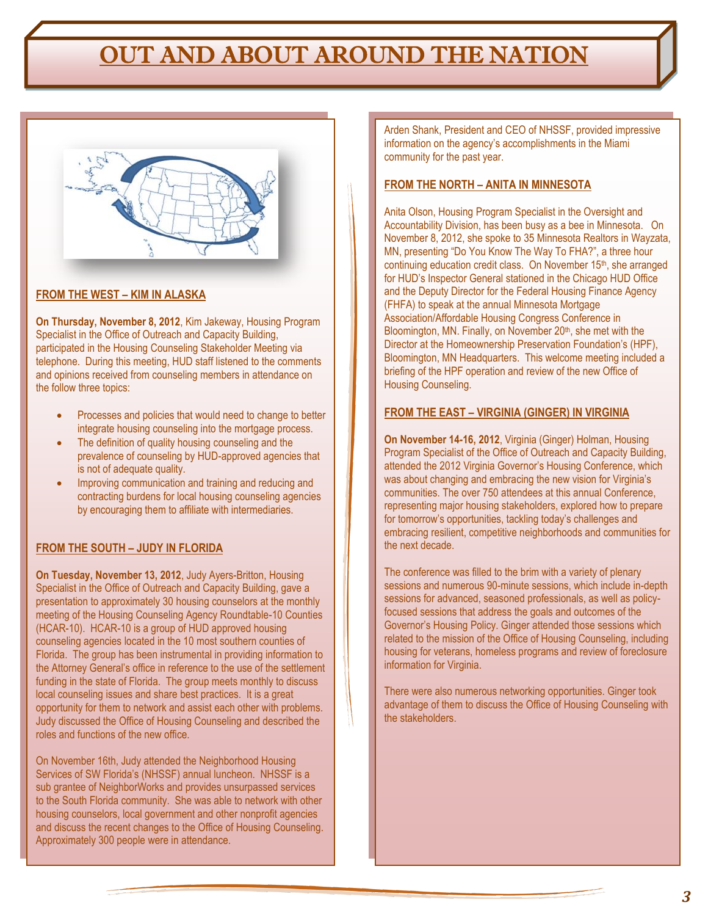# OUT AND ABOUT AROUND THE NATION

## FROM THE WEST – KIM IN ALASKA

**On Thursday, November 8, 2012**, Kim Jakeway, Housing Program Specialist in the Office of Outreach and Capacity Building, participated in the Housing Counseling Stakeholder Meeting via telephone. During this meeting, HUD staff listened to the comments and opinions received from counseling members in attendance on the follow three topics:

- Processes and policies that would need to change to better integrate housing counseling into the mortgage process.
- The definition of quality housing counseling and the prevalence of counseling by HUD-approved agencies that is not of adequate quality.
- Improving communication and training and reducing and contracting burdens for local housing counseling agencies by encouraging them to affiliate with intermediaries.

## FROM THE SOUTH – JUDY IN FLORIDA

**On Tuesday, November 13, 2012**, Judy Ayers-Britton, Housing Specialist in the Office of Outreach and Capacity Building, gave a presentation to approximately 30 housing counselors at the monthly meeting of the Housing Counseling Agency Roundtable-10 Counties (HCAR-10). HCAR-10 is a group of HUD approved housing counseling agencies located in the 10 most southern counties of Florida. The group has been instrumental in providing information to the Attorney General's office in reference to the use of the settlement funding in the state of Florida. The group meets monthly to discuss local counseling issues and share best practices. It is a great opportunity for them to network and assist each other with problems. Judy discussed the Office of Housing Counseling and described the roles and functions of the new office.

On November 16th, Judy attended the Neighborhood Housing Services of SW Florida's (NHSSF) annual luncheon. NHSSF is a sub grantee of NeighborWorks and provides unsurpassed services to the South Florida community. She was able to network with other housing counselors, local government and other nonprofit agencies and discuss the recent changes to the Office of Housing Counseling. Approximately 300 people were in attendance.

Arden Shank, President and CEO of NHSSF, provided impressive information on the agency's accomplishments in the Miami community for the past year.

## FROM THE NORTH – ANITA IN MINNESOTA

Anita Olson, Housing Program Specialist in the Oversight and Accountability Division, has been busy as a bee in Minnesota. On November 8, 2012, she spoke to 35 Minnesota Realtors in Wayzata, MN, presenting "Do You Know The Way To FHA?", a three hour continuing education credit class. On November 15th, she arranged for HUD's Inspector General stationed in the Chicago HUD Office and the Deputy Director for the Federal Housing Finance Agency (FHFA) to speak at the annual Minnesota Mortgage Association/Affordable Housing Congress Conference in Bloomington, MN. Finally, on November 20th, she met with the Director at the Homeownership Preservation Foundation's (HPF), Bloomington, MN Headquarters. This welcome meeting included a briefing of the HPF operation and review of the new Office of Housing Counseling.

## FROM THE EAST – VIRGINIA (GINGER) IN VIRGINIA

**On November 14-16, 2012**, Virginia (Ginger) Holman, Housing Program Specialist of the Office of Outreach and Capacity Building, attended the 2012 Virginia Governor's Housing Conference, which was about changing and embracing the new vision for Virginia's communities. The over 750 attendees at this annual Conference, representing major housing stakeholders, explored how to prepare for tomorrow's opportunities, tackling today's challenges and embracing resilient, competitive neighborhoods and communities for the next decade.

The conference was filled to the brim with a variety of plenary sessions and numerous 90-minute sessions, which include in-depth sessions for advanced, seasoned professionals, as well as policy-focused sessions that address the goals and outcomes of the Governor's Housing Policy. Ginger attended those sessions which related to the mission of the Office of Housing Counseling, including housing for veterans, homeless programs and review of foreclosure information for Virginia.

There were also numerous networking opportunities. Ginger took advantage of them to discuss the Office of Housing Counseling with the stakeholders.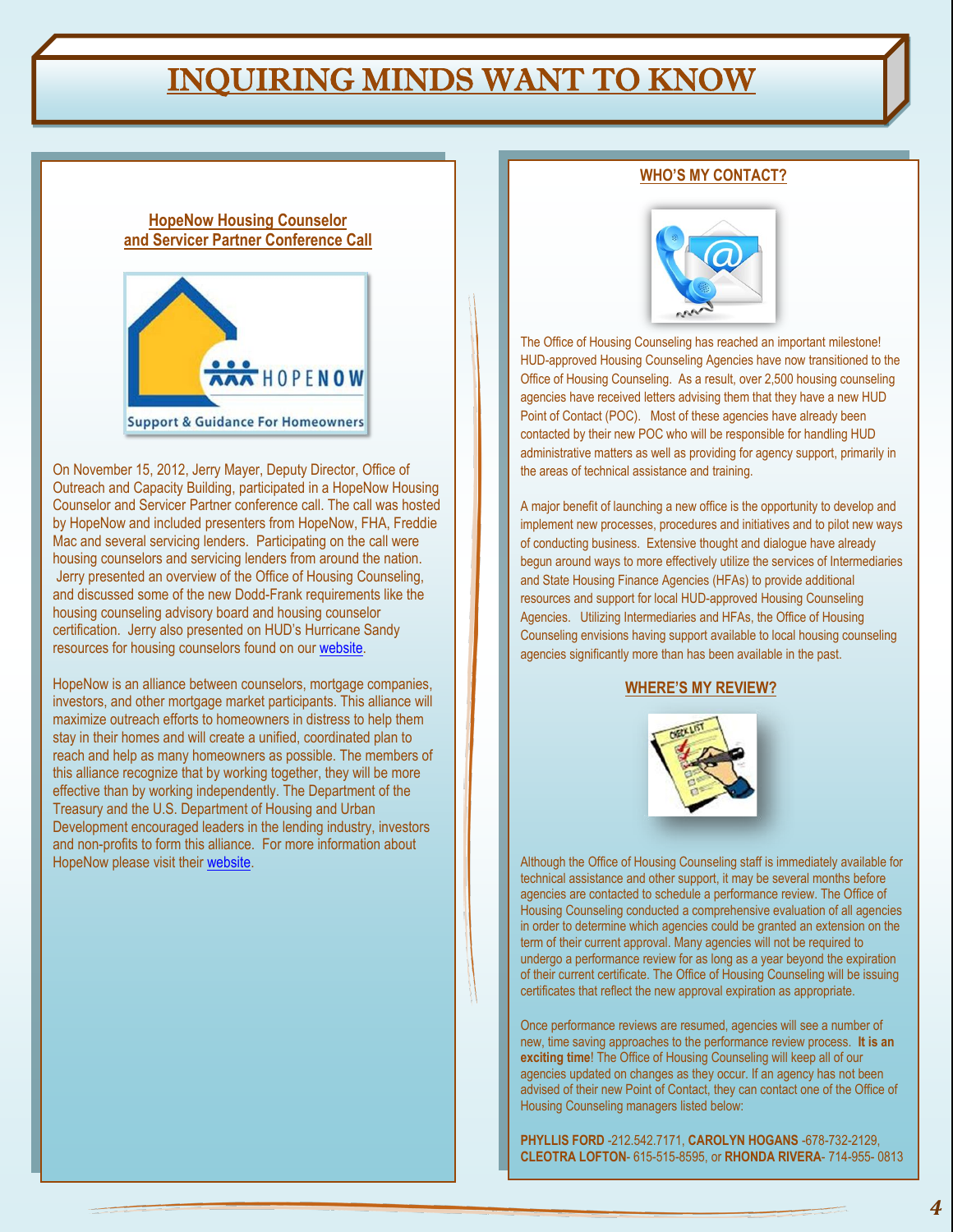# INQUIRING MINDS WANT TO KNOW

## HopeNow Housing Counselor and Servicer Partner Conference Call

On November 15, 2012, Jerry Mayer, Deputy Director, Office of Outreach and Capacity Building, participated in a HopeNow Housing Counselor and Servicer Partner conference call. The call was hosted by HopeNow and included presenters from HopeNow, FHA, Freddie Mac and several servicing lenders. Participating on the call were housing counselors and servicing lenders from around the nation. Jerry presented an overview of the Office of Housing Counseling, and discussed some of the new Dodd-Frank requirements like the housing counseling advisory board and housing counselor certification. Jerry also presented on HUD's Hurricane Sandy resources for housing counselors found on our website.

HopeNow is an alliance between counselors, mortgage companies, investors, and other mortgage market participants. This alliance will maximize outreach efforts to homeowners in distress to help them stay in their homes and will create a unified, coordinated plan to reach and help as many homeowners as possible. The members of this alliance recognize that by working together, they will be more effective than by working independently. The Department of the Treasury and the U.S. Department of Housing and Urban Development encouraged leaders in the lending industry, investors and non-profits to form this alliance. For more information about HopeNow please visit their website.

## WHO'S MY CONTACT?

The Office of Housing Counseling has reached an important milestone! HUD-approved Housing Counseling Agencies have now transitioned to the Office of Housing Counseling. As a result, over 2,500 housing counseling agencies have received letters advising them that they have a new HUD Point of Contact (POC). Most of these agencies have already been contacted by their new POC who will be responsible for handling HUD administrative matters as well as providing for agency support, primarily in the areas of technical assistance and training.

A major benefit of launching a new office is the opportunity to develop and implement new processes, procedures and initiatives and to pilot new ways of conducting business. Extensive thought and dialogue have already begun around ways to more effectively utilize the services of Intermediaries and State Housing Finance Agencies (HFAs) to provide additional resources and support for local HUD-approved Housing Counseling Agencies. Utilizing Intermediaries and HFAs, the Office of Housing Counseling envisions having support available to local housing counseling agencies significantly more than has been available in the past.

## WHERE'S MY REVIEW?

Although the Office of Housing Counseling staff is immediately available for technical assistance and other support, it may be several months before agencies are contacted to schedule a performance review. The Office of Housing Counseling conducted a comprehensive evaluation of all agencies in order to determine which agencies could be granted an extension on the term of their current approval. Many agencies will not be required to undergo a performance review for as long as a year beyond the expiration of their current certificate. The Office of Housing Counseling will be issuing certificates that reflect the new approval expiration as appropriate.

Once performance reviews are resumed, agencies will see a number of new, time saving approaches to the performance review process. **It is an exciting time**! The Office of Housing Counseling will keep all of our agencies updated on changes as they occur. If an agency has not been advised of their new Point of Contact, they can contact one of the Office of Housing Counseling managers listed below:

**PHYLLIS FORD** -212.542.7171, **CAROLYN HOGANS** -678-732-2129, **CLEOTRA LOFTON**- 615-515-8595, or **RHONDA RIVERA**- 714-955- 0813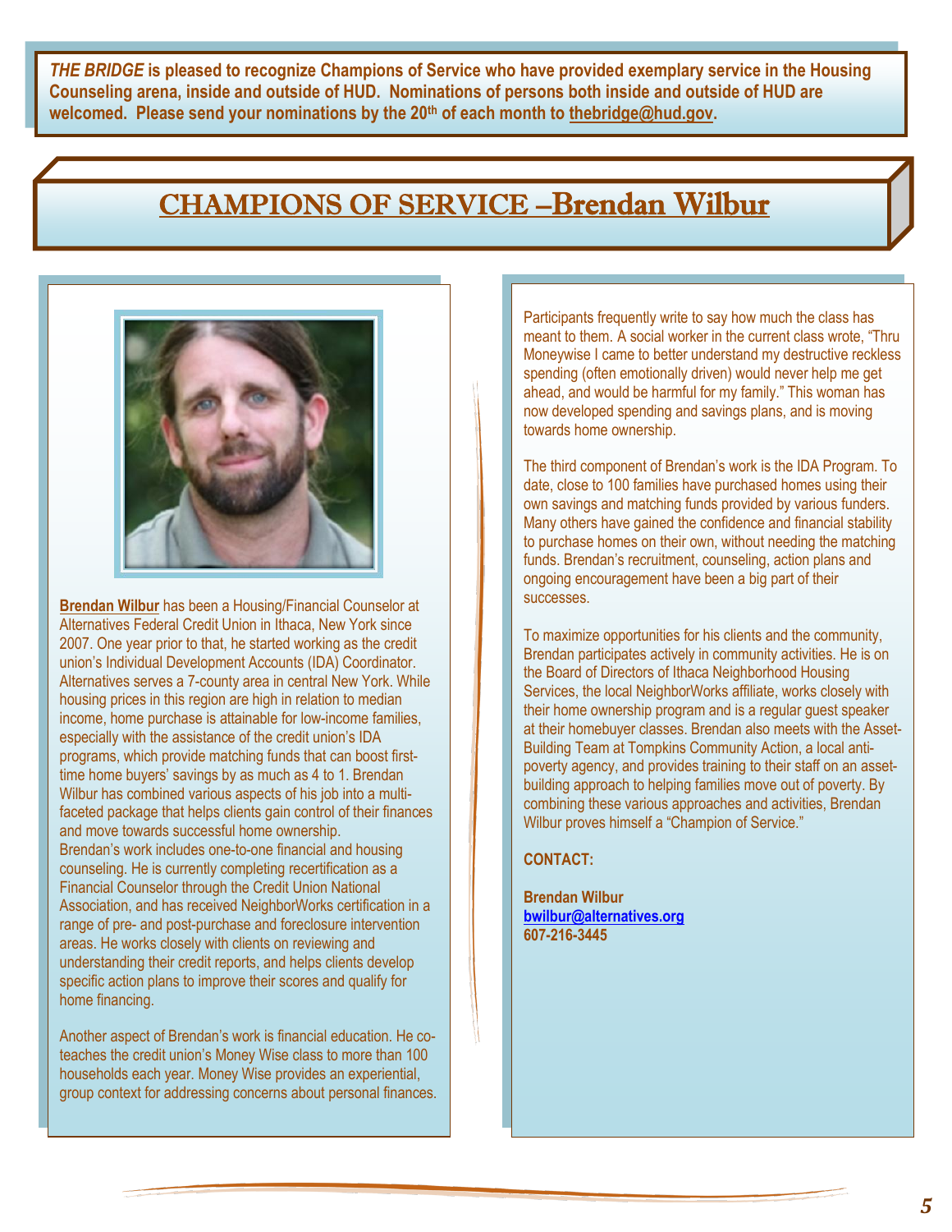**_THE BRIDGE_ is pleased to recognize Champions of Service who have provided exemplary service in the Housing Counseling arena, inside and outside of HUD. Nominations of persons both inside and outside of HUD are welcomed. Please send your nominations by the 20th of each month to thebridge@hud.gov.**

# CHAMPIONS OF SERVICE –Brendan Wilbur

**Brendan Wilbur** has been a Housing/Financial Counselor at Alternatives Federal Credit Union in Ithaca, New York since 2007. One year prior to that, he started working as the credit union's Individual Development Accounts (IDA) Coordinator. Alternatives serves a 7-county area in central New York. While housing prices in this region are high in relation to median income, home purchase is attainable for low-income families, especially with the assistance of the credit union's IDA programs, which provide matching funds that can boost first-time home buyers' savings by as much as 4 to 1. Brendan Wilbur has combined various aspects of his job into a multi-faceted package that helps clients gain control of their finances and move towards successful home ownership.

Brendan's work includes one-to-one financial and housing counseling. He is currently completing recertification as a Financial Counselor through the Credit Union National Association, and has received NeighborWorks certification in a range of pre- and post-purchase and foreclosure intervention areas. He works closely with clients on reviewing and understanding their credit reports, and helps clients develop specific action plans to improve their scores and qualify for home financing.

Another aspect of Brendan's work is financial education. He co-teaches the credit union's Money Wise class to more than 100 households each year. Money Wise provides an experiential, group context for addressing concerns about personal finances.

Participants frequently write to say how much the class has meant to them. A social worker in the current class wrote, "Thru Moneywise I came to better understand my destructive reckless spending (often emotionally driven) would never help me get ahead, and would be harmful for my family." This woman has now developed spending and savings plans, and is moving towards home ownership.

The third component of Brendan's work is the IDA Program. To date, close to 100 families have purchased homes using their own savings and matching funds provided by various funders. Many others have gained the confidence and financial stability to purchase homes on their own, without needing the matching funds. Brendan's recruitment, counseling, action plans and ongoing encouragement have been a big part of their successes.

To maximize opportunities for his clients and the community, Brendan participates actively in community activities. He is on the Board of Directors of Ithaca Neighborhood Housing Services, the local NeighborWorks affiliate, works closely with their home ownership program and is a regular guest speaker at their homebuyer classes. Brendan also meets with the Asset-Building Team at Tompkins Community Action, a local anti-poverty agency, and provides training to their staff on an asset-building approach to helping families move out of poverty. By combining these various approaches and activities, Brendan Wilbur proves himself a "Champion of Service."

**CONTACT:**

**Brendan Wilbur**
**bwilbur@alternatives.org**
**607-216-3445**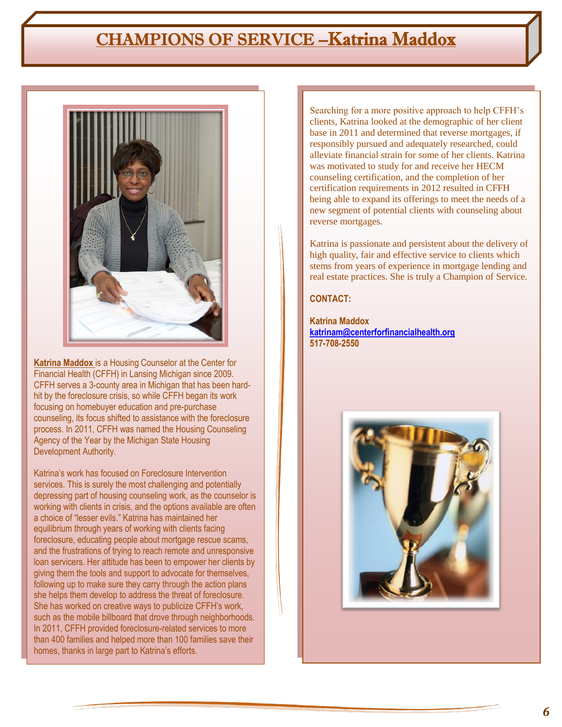# CHAMPIONS OF SERVICE –Katrina Maddox

**Katrina Maddox** is a Housing Counselor at the Center for Financial Health (CFFH) in Lansing Michigan since 2009. CFFH serves a 3-county area in Michigan that has been hard-hit by the foreclosure crisis, so while CFFH began its work focusing on homebuyer education and pre-purchase counseling, its focus shifted to assistance with the foreclosure process. In 2011, CFFH was named the Housing Counseling Agency of the Year by the Michigan State Housing Development Authority.

Katrina's work has focused on Foreclosure Intervention services. This is surely the most challenging and potentially depressing part of housing counseling work, as the counselor is working with clients in crisis, and the options available are often a choice of "lesser evils." Katrina has maintained her equilibrium through years of working with clients facing foreclosure, educating people about mortgage rescue scams, and the frustrations of trying to reach remote and unresponsive loan servicers. Her attitude has been to empower her clients by giving them the tools and support to advocate for themselves, following up to make sure they carry through the action plans she helps them develop to address the threat of foreclosure. She has worked on creative ways to publicize CFFH's work, such as the mobile billboard that drove through neighborhoods. In 2011, CFFH provided foreclosure-related services to more than 400 families and helped more than 100 families save their homes, thanks in large part to Katrina's efforts.

Searching for a more positive approach to help CFFH's clients, Katrina looked at the demographic of her client base in 2011 and determined that reverse mortgages, if responsibly pursued and adequately researched, could alleviate financial strain for some of her clients. Katrina was motivated to study for and receive her HECM counseling certification, and the completion of her certification requirements in 2012 resulted in CFFH being able to expand its offerings to meet the needs of a new segment of potential clients with counseling about reverse mortgages.

Katrina is passionate and persistent about the delivery of high quality, fair and effective service to clients which stems from years of experience in mortgage lending and real estate practices. She is truly a Champion of Service.

**CONTACT:**

**Katrina Maddox**
**katrinam@centerforfinancialhealth.org**
**517-708-2550**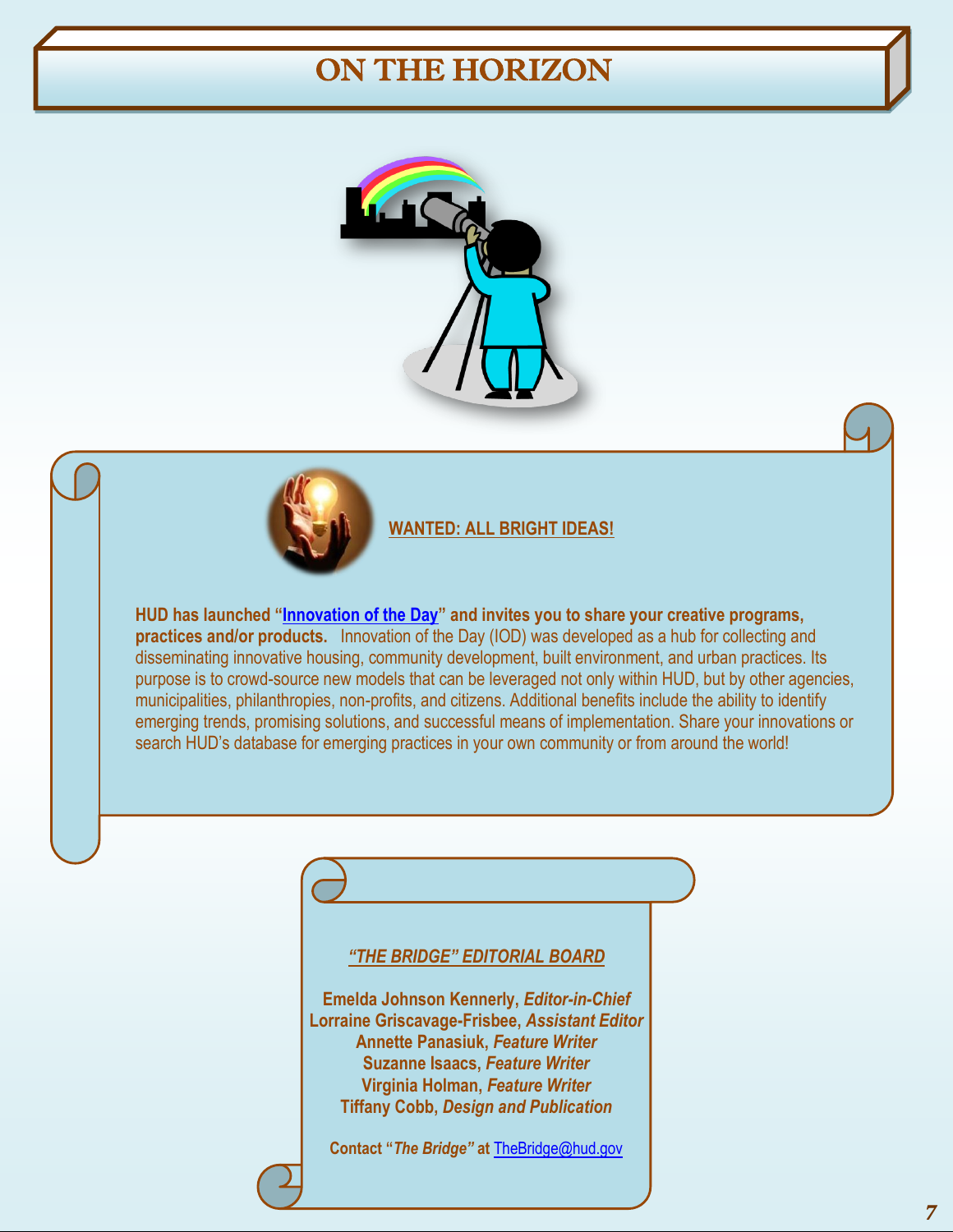# ON THE HORIZON

## WANTED: ALL BRIGHT IDEAS!

**HUD has launched "Innovation of the Day" and invites you to share your creative programs, practices and/or products.** Innovation of the Day (IOD) was developed as a hub for collecting and disseminating innovative housing, community development, built environment, and urban practices. Its purpose is to crowd-source new models that can be leveraged not only within HUD, but by other agencies, municipalities, philanthropies, non-profits, and citizens. Additional benefits include the ability to identify emerging trends, promising solutions, and successful means of implementation. Share your innovations or search HUD's database for emerging practices in your own community or from around the world!

### *"THE BRIDGE" EDITORIAL BOARD*

**Emelda Johnson Kennerly**, ***Editor-in-Chief***
**Lorraine Griscavage-Frisbee**, ***Assistant Editor***
**Annette Panasiuk**, ***Feature Writer***
**Suzanne Isaacs**, ***Feature Writer***
**Virginia Holman**, ***Feature Writer***
**Tiffany Cobb**, ***Design and Publication***

**Contact "*The Bridge*" at** TheBridge@hud.gov